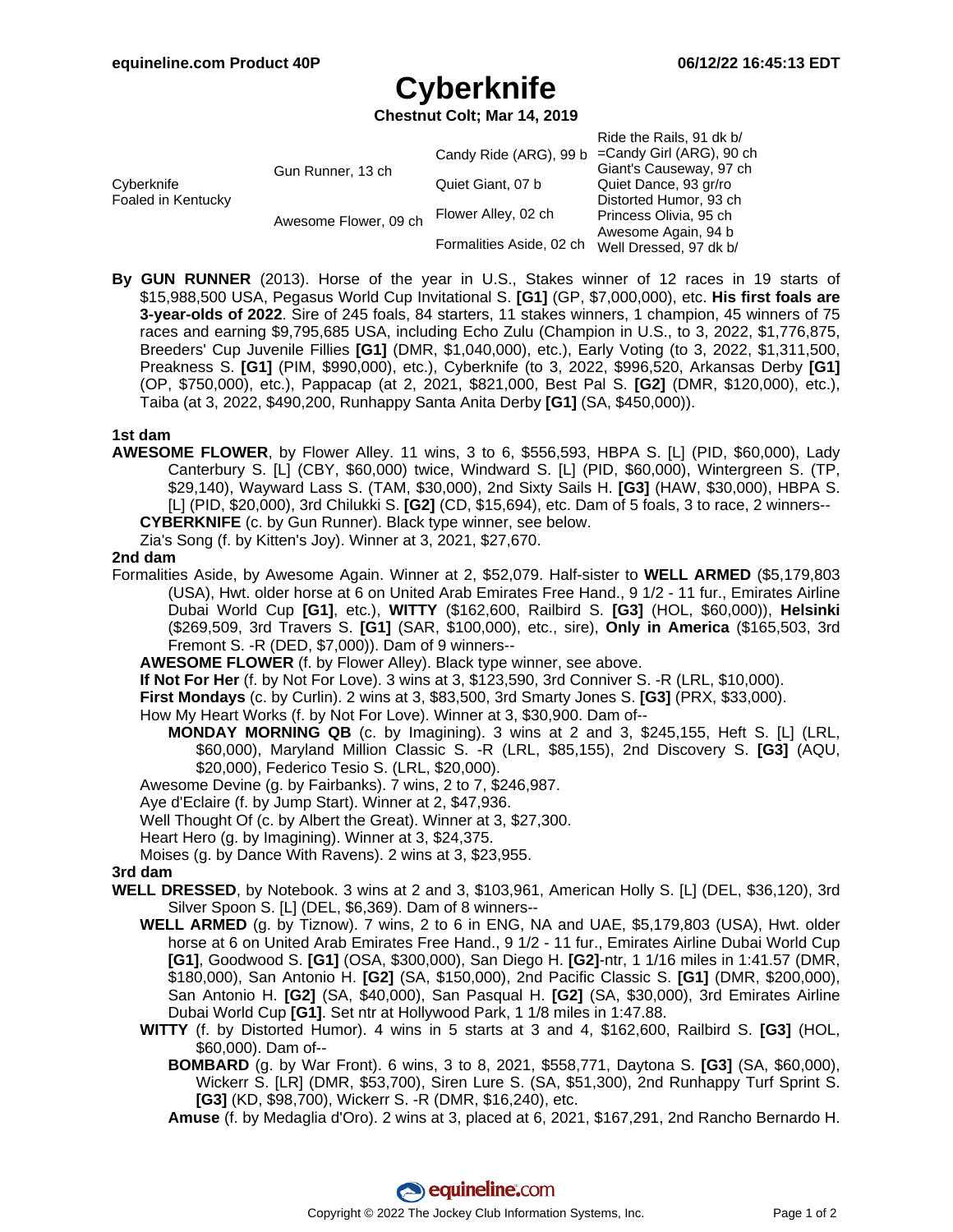# Cyberknife

**Chestnut Colt; Mar 14, 2019**

| | | | |
|---|---|---|---|
| Cyberknife<br>Foaled in Kentucky | Gun Runner, 13 ch | Candy Ride (ARG), 99 b | Ride the Rails, 91 dk b/ |
| | | | =Candy Girl (ARG), 90 ch |
| | | Quiet Giant, 07 b | Giant's Causeway, 97 ch |
| | | | Quiet Dance, 93 gr/ro |
| | Awesome Flower, 09 ch | Flower Alley, 02 ch | Distorted Humor, 93 ch |
| | | | Princess Olivia, 95 ch |
| | | Formalities Aside, 02 ch | Awesome Again, 94 b |
| | | | Well Dressed, 97 dk b/ |

**By GUN RUNNER** (2013). Horse of the year in U.S., Stakes winner of 12 races in 19 starts of $15,988,500 USA, Pegasus World Cup Invitational S. **[G1]** (GP, $7,000,000), etc. **His first foals are 3-year-olds of 2022**. Sire of 245 foals, 84 starters, 11 stakes winners, 1 champion, 45 winners of 75 races and earning $9,795,685 USA, including Echo Zulu (Champion in U.S., to 3, 2022, $1,776,875, Breeders' Cup Juvenile Fillies **[G1]** (DMR, $1,040,000), etc.), Early Voting (to 3, 2022, $1,311,500, Preakness S. **[G1]** (PIM, $990,000), etc.), Cyberknife (to 3, 2022, $996,520, Arkansas Derby **[G1]** (OP, $750,000), etc.), Pappacap (at 2, 2021, $821,000, Best Pal S. **[G2]** (DMR, $120,000), etc.), Taiba (at 3, 2022, $490,200, Runhappy Santa Anita Derby **[G1]** (SA, $450,000)).

### 1st dam

**AWESOME FLOWER**, by Flower Alley. 11 wins, 3 to 6, $556,593, HBPA S. [L] (PID, $60,000), Lady Canterbury S. [L] (CBY, $60,000) twice, Windward S. [L] (PID, $60,000), Wintergreen S. (TP, $29,140), Wayward Lass S. (TAM, $30,000), 2nd Sixty Sails H. **[G3]** (HAW, $30,000), HBPA S. [L] (PID, $20,000), 3rd Chilukki S. **[G2]** (CD, $15,694), etc. Dam of 5 foals, 3 to race, 2 winners--

- **CYBERKNIFE** (c. by Gun Runner). Black type winner, see below.
- Zia's Song (f. by Kitten's Joy). Winner at 3, 2021, $27,670.

### 2nd dam

Formalities Aside, by Awesome Again. Winner at 2, $52,079. Half-sister to **WELL ARMED** ($5,179,803 (USA), Hwt. older horse at 6 on United Arab Emirates Free Hand., 9 1/2 - 11 fur., Emirates Airline Dubai World Cup **[G1]**, etc.), **WITTY** ($162,600, Railbird S. **[G3]** (HOL, $60,000)), **Helsinki** ($269,509, 3rd Travers S. **[G1]** (SAR, $100,000), etc., sire), **Only in America** ($165,503, 3rd Fremont S. -R (DED, $7,000)). Dam of 9 winners--

- **AWESOME FLOWER** (f. by Flower Alley). Black type winner, see above.
- **If Not For Her** (f. by Not For Love). 3 wins at 3, $123,590, 3rd Conniver S. -R (LRL, $10,000).
- **First Mondays** (c. by Curlin). 2 wins at 3, $83,500, 3rd Smarty Jones S. **[G3]** (PRX, $33,000).
- How My Heart Works (f. by Not For Love). Winner at 3, $30,900. Dam of--
  - **MONDAY MORNING QB** (c. by Imagining). 3 wins at 2 and 3, $245,155, Heft S. [L] (LRL, $60,000), Maryland Million Classic S. -R (LRL, $85,155), 2nd Discovery S. **[G3]** (AQU, $20,000), Federico Tesio S. (LRL, $20,000).
- Awesome Devine (g. by Fairbanks). 7 wins, 2 to 7, $246,987.
- Aye d'Eclaire (f. by Jump Start). Winner at 2, $47,936.
- Well Thought Of (c. by Albert the Great). Winner at 3, $27,300.
- Heart Hero (g. by Imagining). Winner at 3, $24,375.
- Moises (g. by Dance With Ravens). 2 wins at 3, $23,955.

### 3rd dam

**WELL DRESSED**, by Notebook. 3 wins at 2 and 3, $103,961, American Holly S. [L] (DEL, $36,120), 3rd Silver Spoon S. [L] (DEL, $6,369). Dam of 8 winners--

- **WELL ARMED** (g. by Tiznow). 7 wins, 2 to 6 in ENG, NA and UAE, $5,179,803 (USA), Hwt. older horse at 6 on United Arab Emirates Free Hand., 9 1/2 - 11 fur., Emirates Airline Dubai World Cup **[G1]**, Goodwood S. **[G1]** (OSA, $300,000), San Diego H. **[G2]**-ntr, 1 1/16 miles in 1:41.57 (DMR, $180,000), San Antonio H. **[G2]** (SA, $150,000), 2nd Pacific Classic S. **[G1]** (DMR, $200,000), San Antonio H. **[G2]** (SA, $40,000), San Pasqual H. **[G2]** (SA, $30,000), 3rd Emirates Airline Dubai World Cup **[G1]**. Set ntr at Hollywood Park, 1 1/8 miles in 1:47.88.
- **WITTY** (f. by Distorted Humor). 4 wins in 5 starts at 3 and 4, $162,600, Railbird S. **[G3]** (HOL, $60,000). Dam of--
  - **BOMBARD** (g. by War Front). 6 wins, 3 to 8, 2021, $558,771, Daytona S. **[G3]** (SA, $60,000), Wickerr S. [LR] (DMR, $53,700), Siren Lure S. (SA, $51,300), 2nd Runhappy Turf Sprint S. **[G3]** (KD, $98,700), Wickerr S. -R (DMR, $16,240), etc.
  - **Amuse** (f. by Medaglia d'Oro). 2 wins at 3, placed at 6, 2021, $167,291, 2nd Rancho Bernardo H.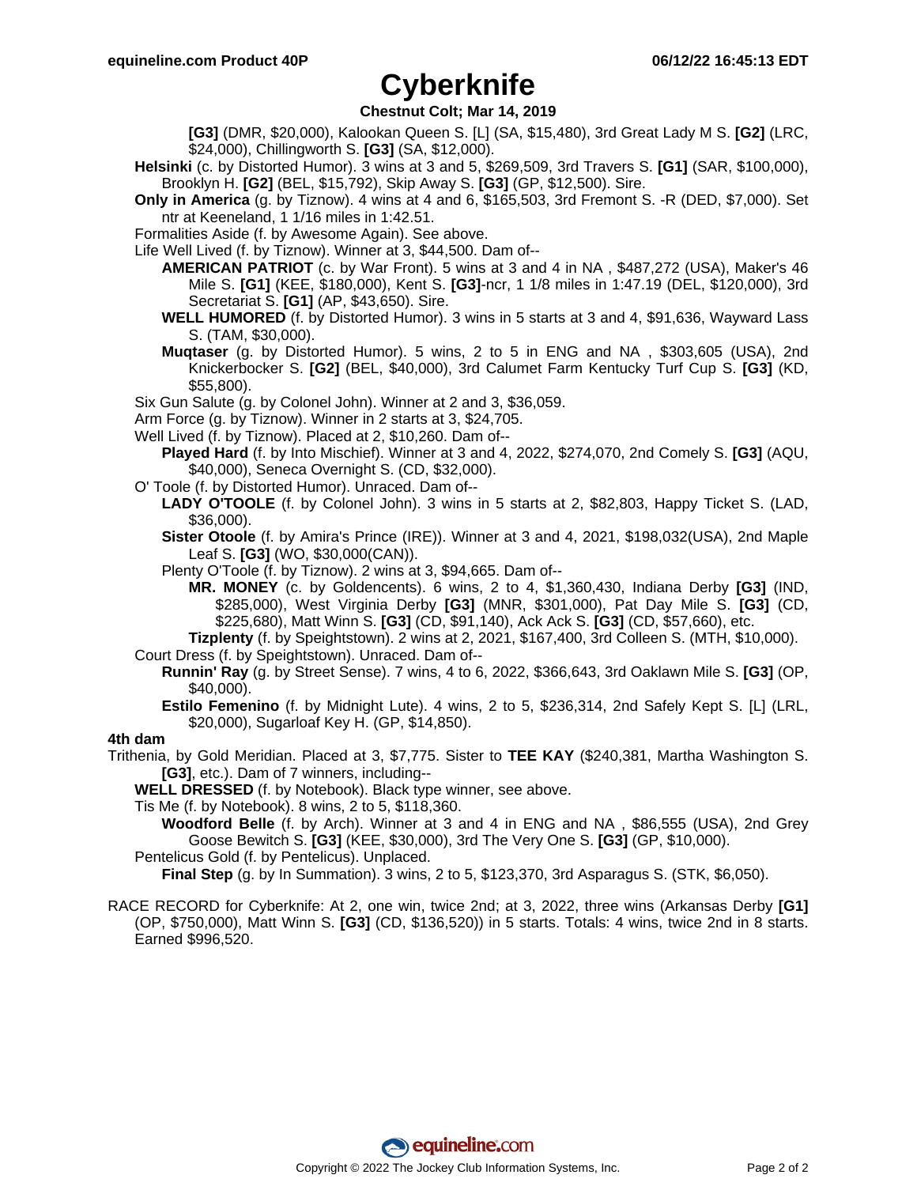# Cyberknife

**Chestnut Colt; Mar 14, 2019**

**[G3]** (DMR, $20,000), Kalookan Queen S. [L] (SA, $15,480), 3rd Great Lady M S. **[G2]** (LRC, $24,000), Chillingworth S. **[G3]** (SA, $12,000).

**Helsinki** (c. by Distorted Humor). 3 wins at 3 and 5, $269,509, 3rd Travers S. **[G1]** (SAR, $100,000), Brooklyn H. **[G2]** (BEL, $15,792), Skip Away S. **[G3]** (GP, $12,500). Sire.

**Only in America** (g. by Tiznow). 4 wins at 4 and 6, $165,503, 3rd Fremont S. -R (DED, $7,000). Set ntr at Keeneland, 1 1/16 miles in 1:42.51.

Formalities Aside (f. by Awesome Again). See above.

Life Well Lived (f. by Tiznow). Winner at 3, $44,500. Dam of--

**AMERICAN PATRIOT** (c. by War Front). 5 wins at 3 and 4 in NA , $487,272 (USA), Maker's 46 Mile S. **[G1]** (KEE, $180,000), Kent S. **[G3]**-ncr, 1 1/8 miles in 1:47.19 (DEL, $120,000), 3rd Secretariat S. **[G1]** (AP, $43,650). Sire.

**WELL HUMORED** (f. by Distorted Humor). 3 wins in 5 starts at 3 and 4, $91,636, Wayward Lass S. (TAM, $30,000).

**Muqtaser** (g. by Distorted Humor). 5 wins, 2 to 5 in ENG and NA , $303,605 (USA), 2nd Knickerbocker S. **[G2]** (BEL, $40,000), 3rd Calumet Farm Kentucky Turf Cup S. **[G3]** (KD, $55,800).

Six Gun Salute (g. by Colonel John). Winner at 2 and 3, $36,059.

Arm Force (g. by Tiznow). Winner in 2 starts at 3, $24,705.

Well Lived (f. by Tiznow). Placed at 2, $10,260. Dam of--

**Played Hard** (f. by Into Mischief). Winner at 3 and 4, 2022, $274,070, 2nd Comely S. **[G3]** (AQU, $40,000), Seneca Overnight S. (CD, $32,000).

O' Toole (f. by Distorted Humor). Unraced. Dam of--

**LADY O'TOOLE** (f. by Colonel John). 3 wins in 5 starts at 2, $82,803, Happy Ticket S. (LAD, $36,000).

**Sister Otoole** (f. by Amira's Prince (IRE)). Winner at 3 and 4, 2021, $198,032(USA), 2nd Maple Leaf S. **[G3]** (WO, $30,000(CAN)).

Plenty O'Toole (f. by Tiznow). 2 wins at 3, $94,665. Dam of--

**MR. MONEY** (c. by Goldencents). 6 wins, 2 to 4, $1,360,430, Indiana Derby **[G3]** (IND, $285,000), West Virginia Derby **[G3]** (MNR, $301,000), Pat Day Mile S. **[G3]** (CD, $225,680), Matt Winn S. **[G3]** (CD, $91,140), Ack Ack S. **[G3]** (CD, $57,660), etc.

**Tizplenty** (f. by Speightstown). 2 wins at 2, 2021, $167,400, 3rd Colleen S. (MTH, $10,000).

Court Dress (f. by Speightstown). Unraced. Dam of--

**Runnin' Ray** (g. by Street Sense). 7 wins, 4 to 6, 2022, $366,643, 3rd Oaklawn Mile S. **[G3]** (OP, $40,000).

**Estilo Femenino** (f. by Midnight Lute). 4 wins, 2 to 5, $236,314, 2nd Safely Kept S. [L] (LRL, $20,000), Sugarloaf Key H. (GP, $14,850).

**4th dam**

Trithenia, by Gold Meridian. Placed at 3, $7,775. Sister to **TEE KAY** ($240,381, Martha Washington S. **[G3]**, etc.). Dam of 7 winners, including--

**WELL DRESSED** (f. by Notebook). Black type winner, see above.

Tis Me (f. by Notebook). 8 wins, 2 to 5, $118,360.

**Woodford Belle** (f. by Arch). Winner at 3 and 4 in ENG and NA , $86,555 (USA), 2nd Grey Goose Bewitch S. **[G3]** (KEE, $30,000), 3rd The Very One S. **[G3]** (GP, $10,000).

Pentelicus Gold (f. by Pentelicus). Unplaced.

**Final Step** (g. by In Summation). 3 wins, 2 to 5, $123,370, 3rd Asparagus S. (STK, $6,050).

RACE RECORD for Cyberknife: At 2, one win, twice 2nd; at 3, 2022, three wins (Arkansas Derby **[G1]** (OP, $750,000), Matt Winn S. **[G3]** (CD, $136,520)) in 5 starts. Totals: 4 wins, twice 2nd in 8 starts. Earned $996,520.